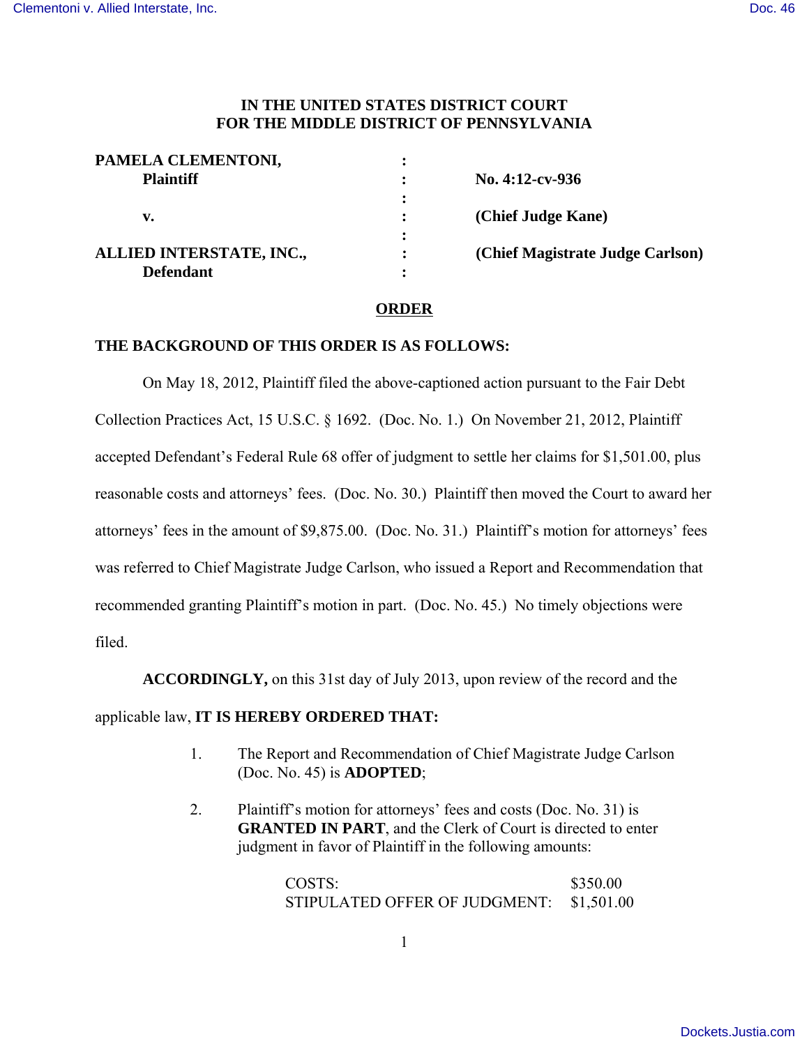**IN THE UNITED STATES DISTRICT COURT**
**FOR THE MIDDLE DISTRICT OF PENNSYLVANIA**

| | | |
|---|---|---|
| **PAMELA CLEMENTONI,** | : | |
| **Plaintiff** | : | **No. 4:12-cv-936** |
| | : | |
| **v.** | : | **(Chief Judge Kane)** |
| | : | |
| **ALLIED INTERSTATE, INC.,** | : | **(Chief Magistrate Judge Carlson)** |
| **Defendant** | : | |

**ORDER**

**THE BACKGROUND OF THIS ORDER IS AS FOLLOWS:**

On May 18, 2012, Plaintiff filed the above-captioned action pursuant to the Fair Debt Collection Practices Act, 15 U.S.C. § 1692. (Doc. No. 1.) On November 21, 2012, Plaintiff accepted Defendant's Federal Rule 68 offer of judgment to settle her claims for $1,501.00, plus reasonable costs and attorneys' fees. (Doc. No. 30.) Plaintiff then moved the Court to award her attorneys' fees in the amount of $9,875.00. (Doc. No. 31.) Plaintiff's motion for attorneys' fees was referred to Chief Magistrate Judge Carlson, who issued a Report and Recommendation that recommended granting Plaintiff's motion in part. (Doc. No. 45.) No timely objections were filed.

**ACCORDINGLY,** on this 31st day of July 2013, upon review of the record and the applicable law, **IT IS HEREBY ORDERED THAT:**

1. The Report and Recommendation of Chief Magistrate Judge Carlson (Doc. No. 45) is **ADOPTED**;

2. Plaintiff's motion for attorneys' fees and costs (Doc. No. 31) is **GRANTED IN PART**, and the Clerk of Court is directed to enter judgment in favor of Plaintiff in the following amounts:

| | |
|---|---|
| COSTS: | $350.00 |
| STIPULATED OFFER OF JUDGMENT: | $1,501.00 |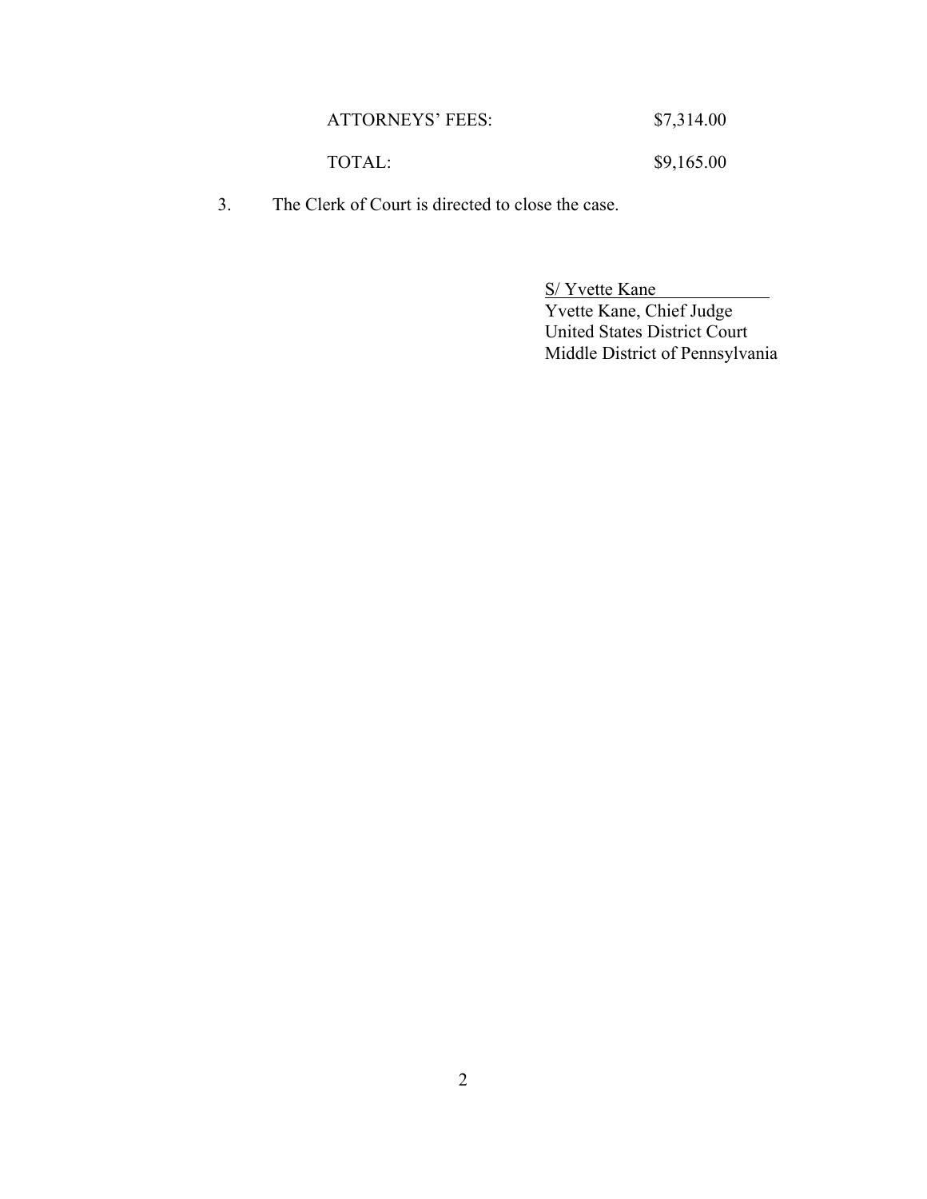| | |
|---|---|
| ATTORNEYS' FEES: | $7,314.00 |
| TOTAL: | $9,165.00 |

3. The Clerk of Court is directed to close the case.

S/ Yvette Kane
Yvette Kane, Chief Judge
United States District Court
Middle District of Pennsylvania